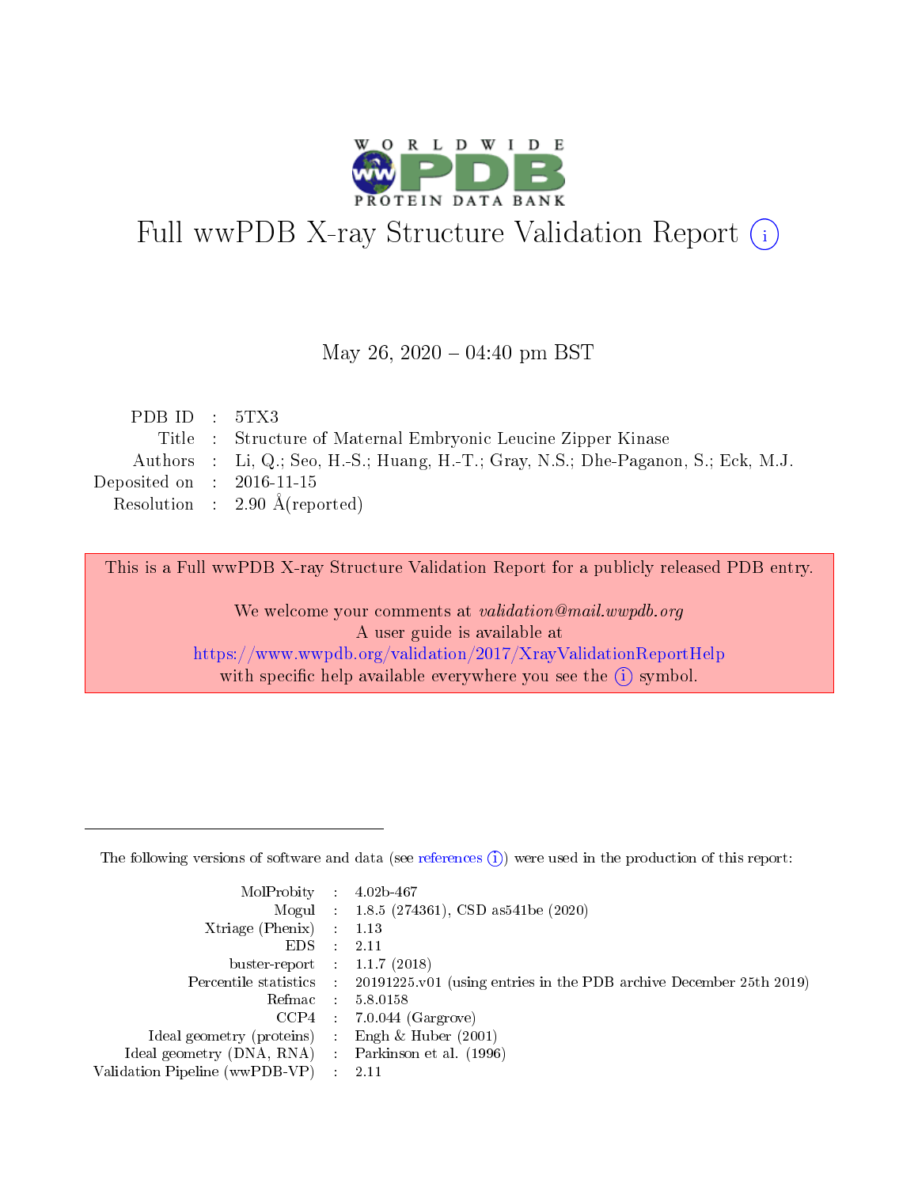# Full wwPDB X-ray Structure Validation Report

May 26, 2020 – 04:40 pm BST

| | | |
|---|---|---|
| PDB ID | : | 5TX3 |
| Title | : | Structure of Maternal Embryonic Leucine Zipper Kinase |
| Authors | : | Li, Q.; Seo, H.-S.; Huang, H.-T.; Gray, N.S.; Dhe-Paganon, S.; Eck, M.J. |
| Deposited on | : | 2016-11-15 |
| Resolution | : | 2.90 Å(reported) |

This is a Full wwPDB X-ray Structure Validation Report for a publicly released PDB entry.

We welcome your comments at *validation@mail.wwpdb.org*
A user guide is available at
https://www.wwpdb.org/validation/2017/XrayValidationReportHelp
with specific help available everywhere you see the (i) symbol.

The following versions of software and data (see references (i)) were used in the production of this report:

| | | |
|---|---|---|
| MolProbity | : | 4.02b-467 |
| Mogul | : | 1.8.5 (274361), CSD as541be (2020) |
| Xtriage (Phenix) | : | 1.13 |
| EDS | : | 2.11 |
| buster-report | : | 1.1.7 (2018) |
| Percentile statistics | : | 20191225.v01 (using entries in the PDB archive December 25th 2019) |
| Refmac | : | 5.8.0158 |
| CCP4 | : | 7.0.044 (Gargrove) |
| Ideal geometry (proteins) | : | Engh & Huber (2001) |
| Ideal geometry (DNA, RNA) | : | Parkinson et al. (1996) |
| Validation Pipeline (wwPDB-VP) | : | 2.11 |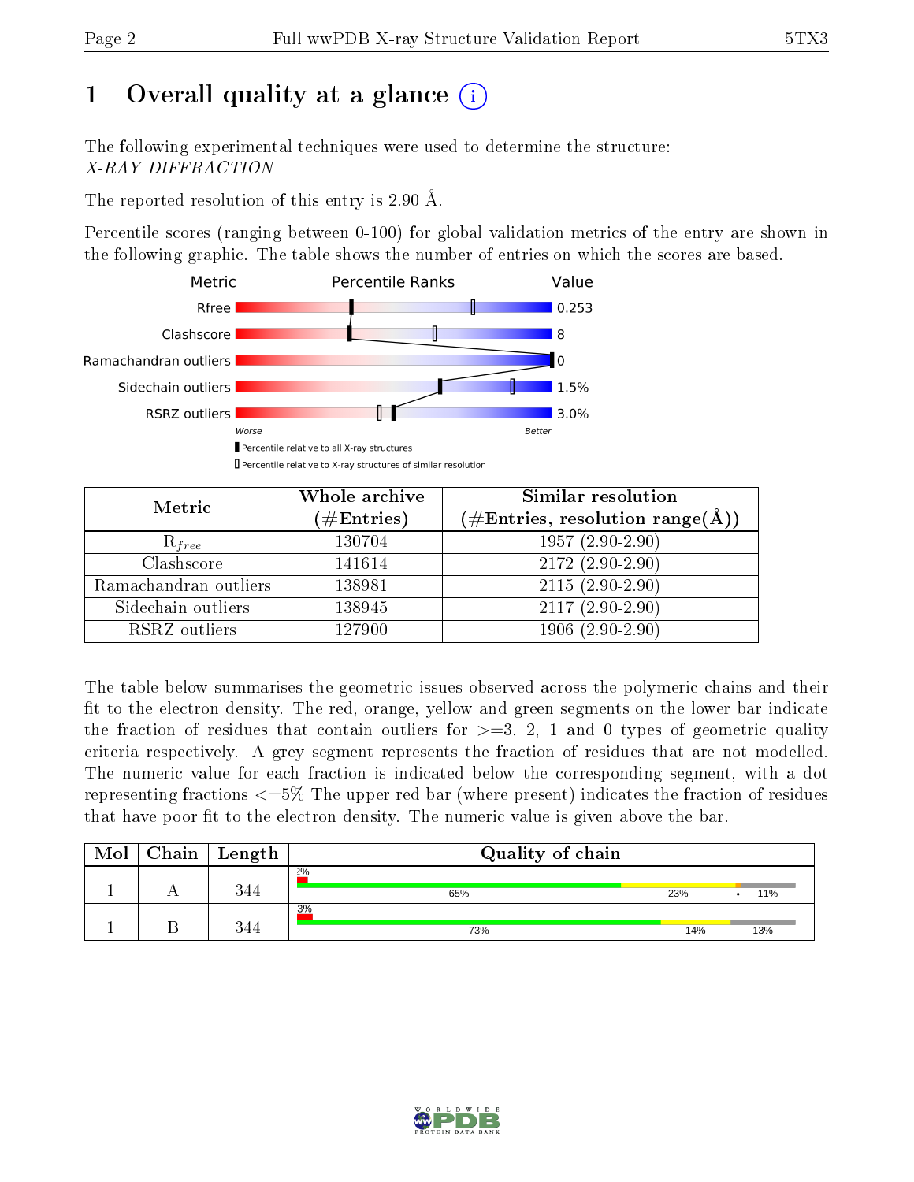# 1 Overall quality at a glance (i)

The following experimental techniques were used to determine the structure:
*X-RAY DIFFRACTION*

The reported resolution of this entry is 2.90 Å.

Percentile scores (ranging between 0-100) for global validation metrics of the entry are shown in the following graphic. The table shows the number of entries on which the scores are based.

| Metric | Value |
|---|---|
| Rfree | 0.253 |
| Clashscore | 8 |
| Ramachandran outliers | 0 |
| Sidechain outliers | 1.5% |
| RSRZ outliers | 3.0% |

Worse — Better

▮ Percentile relative to all X-ray structures

▯ Percentile relative to X-ray structures of similar resolution

| Metric | Whole archive (#Entries) | Similar resolution (#Entries, resolution range(Å)) |
|---|---|---|
| $R_{free}$ | 130704 | 1957 (2.90-2.90) |
| Clashscore | 141614 | 2172 (2.90-2.90) |
| Ramachandran outliers | 138981 | 2115 (2.90-2.90) |
| Sidechain outliers | 138945 | 2117 (2.90-2.90) |
| RSRZ outliers | 127900 | 1906 (2.90-2.90) |

The table below summarises the geometric issues observed across the polymeric chains and their fit to the electron density. The red, orange, yellow and green segments on the lower bar indicate the fraction of residues that contain outliers for >=3, 2, 1 and 0 types of geometric quality criteria respectively. A grey segment represents the fraction of residues that are not modelled. The numeric value for each fraction is indicated below the corresponding segment, with a dot representing fractions <=5% The upper red bar (where present) indicates the fraction of residues that have poor fit to the electron density. The numeric value is given above the bar.

| Mol | Chain | Length | Quality of chain |
|---|---|---|---|
| 1 | A | 344 | 2%; 65%, 23%, •, 11% |
| 1 | B | 344 | 3%; 73%, 14%, 13% |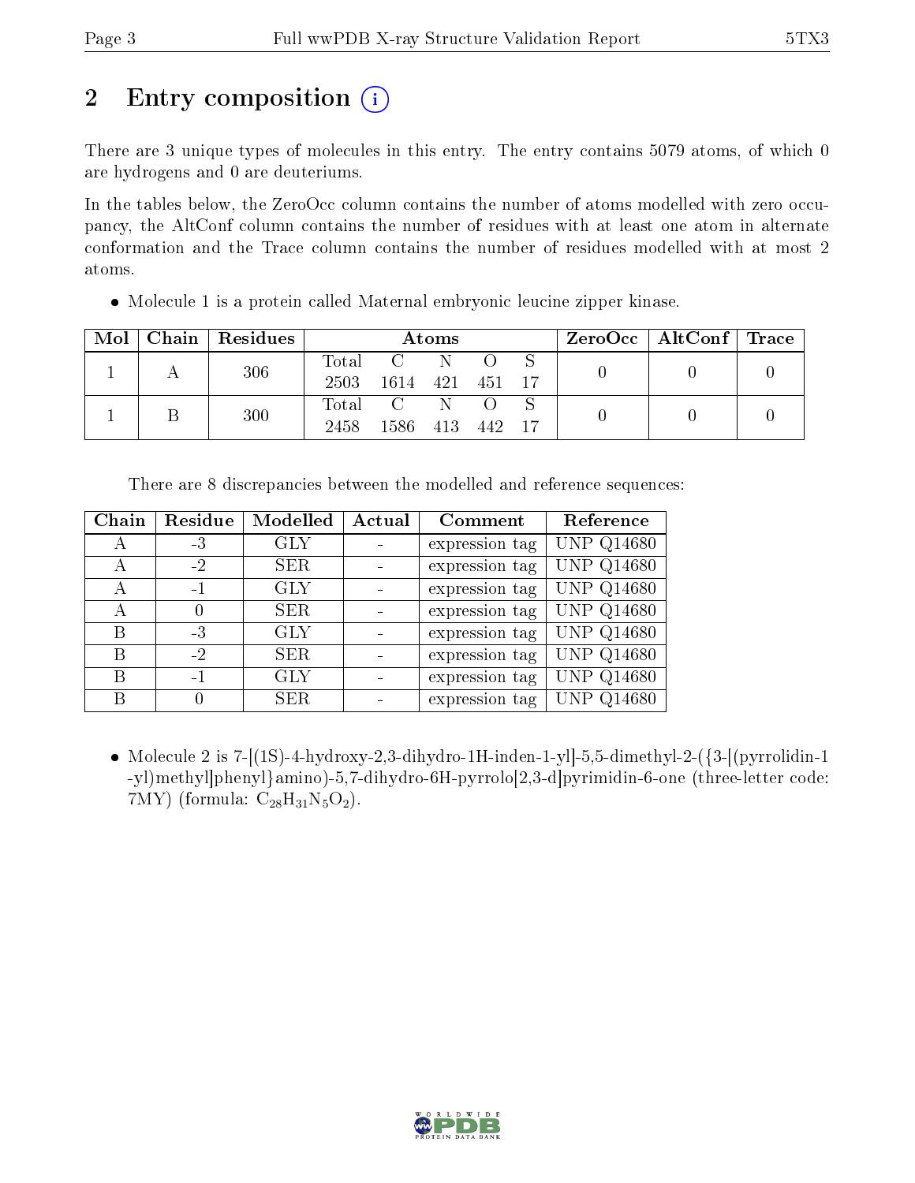## 2 Entry composition

There are 3 unique types of molecules in this entry. The entry contains 5079 atoms, of which 0 are hydrogens and 0 are deuteriums.

In the tables below, the ZeroOcc column contains the number of atoms modelled with zero occupancy, the AltConf column contains the number of residues with at least one atom in alternate conformation and the Trace column contains the number of residues modelled with at most 2 atoms.

- Molecule 1 is a protein called Maternal embryonic leucine zipper kinase.

| Mol | Chain | Residues | Atoms | | | | | ZeroOcc | AltConf | Trace |
|---|---|---|---|---|---|---|---|---|---|---|
| 1 | A | 306 | Total 2503 | C 1614 | N 421 | O 451 | S 17 | 0 | 0 | 0 |
| 1 | B | 300 | Total 2458 | C 1586 | N 413 | O 442 | S 17 | 0 | 0 | 0 |

There are 8 discrepancies between the modelled and reference sequences:

| Chain | Residue | Modelled | Actual | Comment | Reference |
|---|---|---|---|---|---|
| A | -3 | GLY | - | expression tag | UNP Q14680 |
| A | -2 | SER | - | expression tag | UNP Q14680 |
| A | -1 | GLY | - | expression tag | UNP Q14680 |
| A | 0 | SER | - | expression tag | UNP Q14680 |
| B | -3 | GLY | - | expression tag | UNP Q14680 |
| B | -2 | SER | - | expression tag | UNP Q14680 |
| B | -1 | GLY | - | expression tag | UNP Q14680 |
| B | 0 | SER | - | expression tag | UNP Q14680 |

- Molecule 2 is 7-[(1S)-4-hydroxy-2,3-dihydro-1H-inden-1-yl]-5,5-dimethyl-2-({3-[(pyrrolidin-1-yl)methyl]phenyl}amino)-5,7-dihydro-6H-pyrrolo[2,3-d]pyrimidin-6-one (three-letter code: 7MY) (formula: $C_{28}H_{31}N_5O_2$).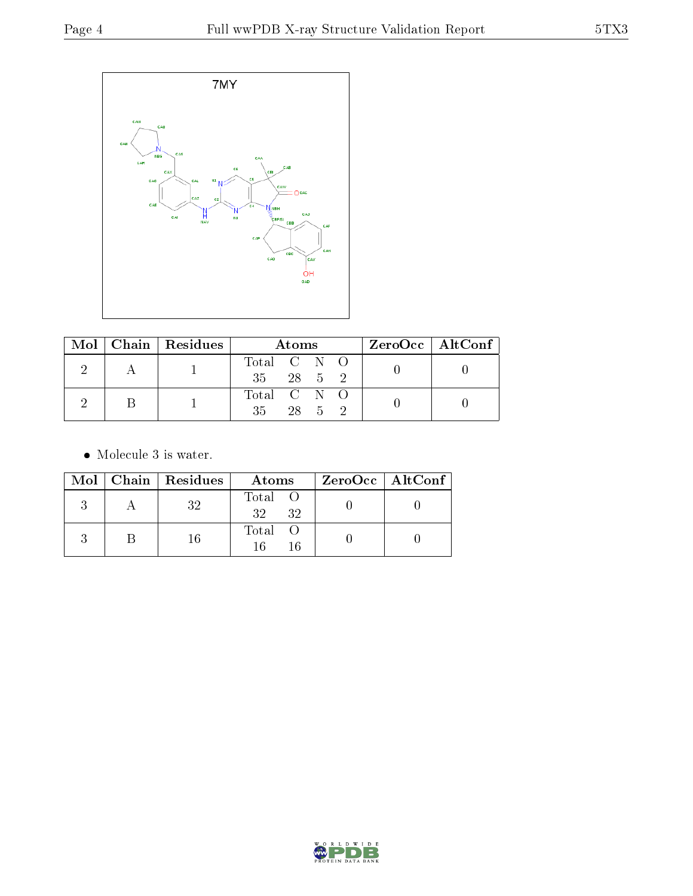| Mol | Chain | Residues | Atoms | | | | ZeroOcc | AltConf |
|---|---|---|---|---|---|---|---|---|
| 2 | A | 1 | Total | C | N | O | 0 | 0 |
| | | | 35 | 28 | 5 | 2 | | |
| 2 | B | 1 | Total | C | N | O | 0 | 0 |
| | | | 35 | 28 | 5 | 2 | | |

- Molecule 3 is water.

| Mol | Chain | Residues | Atoms | | ZeroOcc | AltConf |
|---|---|---|---|---|---|---|
| 3 | A | 32 | Total | O | 0 | 0 |
| | | | 32 | 32 | | |
| 3 | B | 16 | Total | O | 0 | 0 |
| | | | 16 | 16 | | |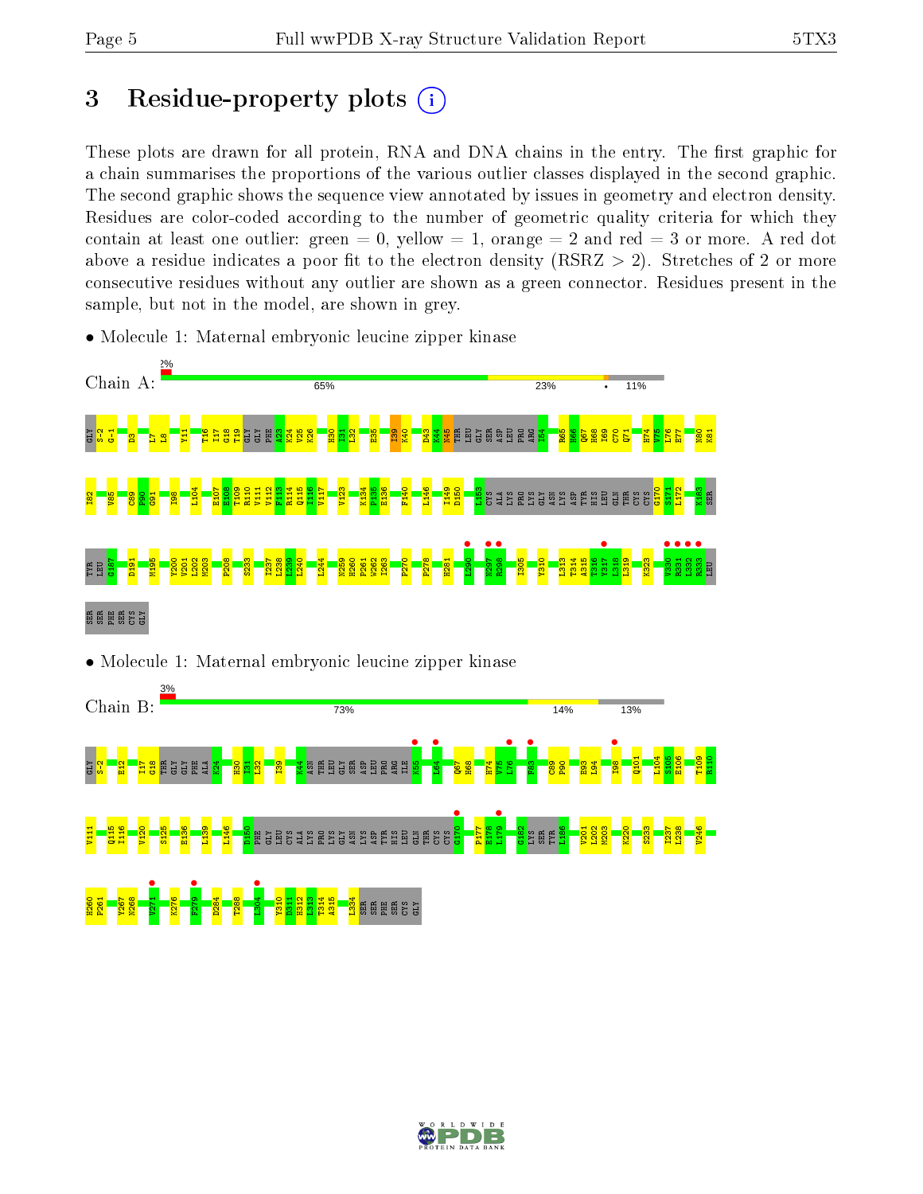# 3 Residue-property plots

These plots are drawn for all protein, RNA and DNA chains in the entry. The first graphic for a chain summarises the proportions of the various outlier classes displayed in the second graphic. The second graphic shows the sequence view annotated by issues in geometry and electron density. Residues are color-coded according to the number of geometric quality criteria for which they contain at least one outlier: green = 0, yellow = 1, orange = 2 and red = 3 or more. A red dot above a residue indicates a poor fit to the electron density (RSRZ > 2). Stretches of 2 or more consecutive residues without any outlier are shown as a green connector. Residues present in the sample, but not in the model, are shown in grey.

- Molecule 1: Maternal embryonic leucine zipper kinase

Chain A: 2% | 65% | 23% | • | 11%

GLY S-2 G-1 D3 L7 L8 Y11 T16 I17 G18 T19 GLY GLY PHE A23 K24 V25 K26 H30 I31 L32 E35 I39 K40 D43 K44 N45 THR LEU GLY SER ASP LEU PRO ARG I54 R65 H66 Q67 H68 I69 C70 Q71 H74 V75 L76 E77 N80 K81 I82 V85 C89 P90 G91 I98 L104 E107 E108 T109 R110 V111 V112 F113 R114 Q115 I116 V117 V123 K134 P135 E136 F140 L146 I149 D150 L153 CYS ALA LYS PRO LYS GLY ASN LYS ASP TYR HIS LEU GLN THR CYS CYS G170 S171 L172 K183 SER TYR LEU G187 D191 M195 Y200 V201 L202 M203 P208 S233 I237 L238 L240 L244 N259 H260 P261 W262 I263 P270 P278 H281 L290 N297 R298 I305 Y310 L313 T314 A315 T316 Y317 L318 L319 K323 V330 R331 I332 R333 LEU SER SER PHE SER CYS GLY

- Molecule 1: Maternal embryonic leucine zipper kinase

Chain B: 3% | 73% | 14% | 13%

GLY S-2 E12 I17 G18 THR GLY GLY PHE ALA K24 H30 I31 L32 I39 K44 ASN THR LEU GLY SER ASP LEU PRO ARG ILE K55 L64 Q67 H68 H74 V75 L76 F83 C89 P90 E93 L94 I98 Q101 L104 S105 E106 T109 R110 V111 Q115 I116 V120 S125 E136 L139 L146 D150 PHE GLY LEU CYS ALA LYS PRO LYS GLY ASN LYS ASP TYR HIS LEU GLN THR CYS CYS G170 P177 R178 L179 G182 LYS SER TYR L186 V201 L202 M203 K220 S233 I237 L238 V246 H260 P261 V267 N268 V271 K276 F279 D284 T288 L304 Y310 D311 H312 L313 T314 A315 L334 SER SER PHE SER CYS GLY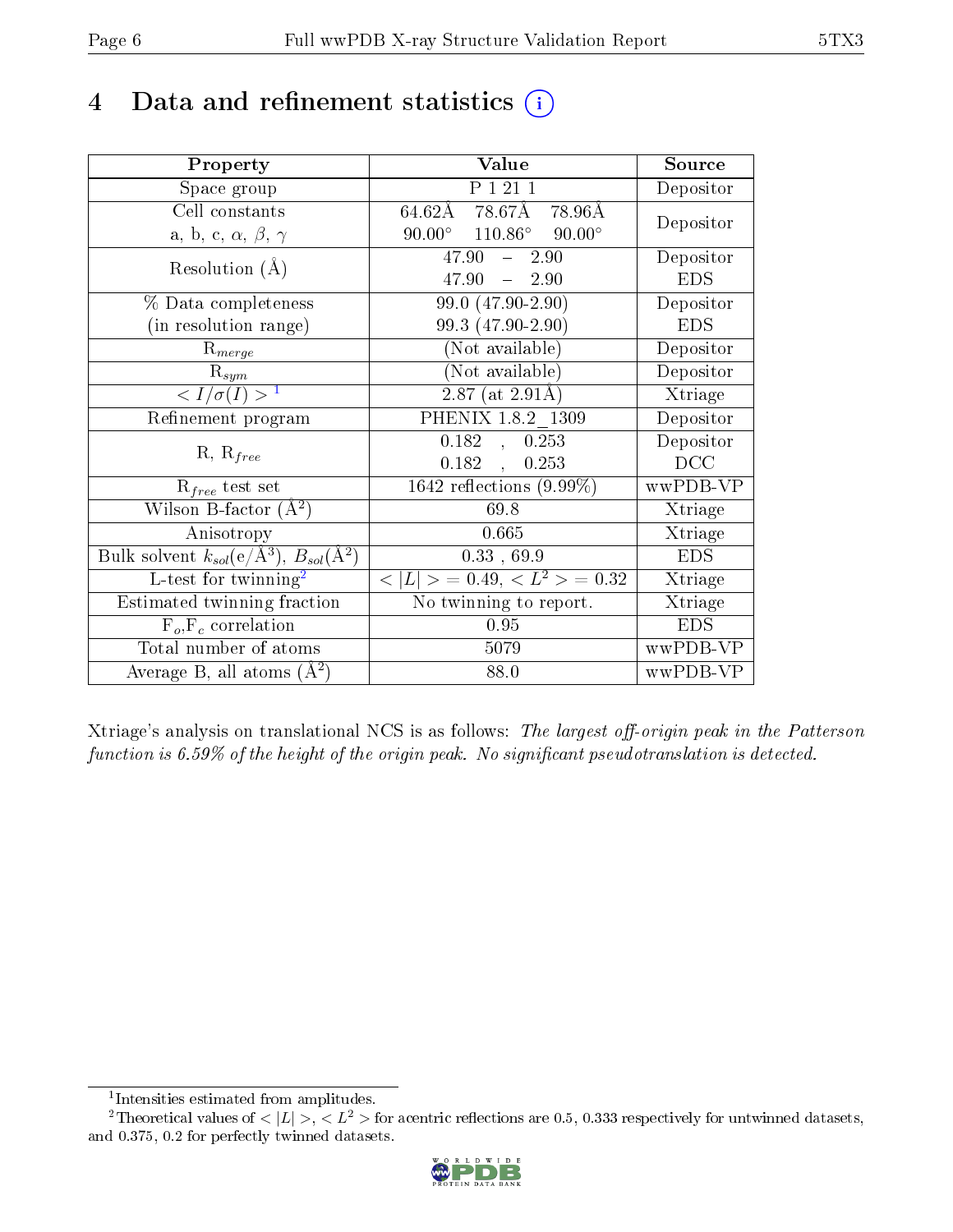# 4 Data and refinement statistics ⓘ

| Property | Value | Source |
|---|---|---|
| Space group | P 1 21 1 | Depositor |
| Cell constants<br>a, b, c, $\alpha$, $\beta$, $\gamma$ | 64.62Å 78.67Å 78.96Å<br>90.00° 110.86° 90.00° | Depositor |
| Resolution (Å) | 47.90 – 2.90<br>47.90 – 2.90 | Depositor<br>EDS |
| % Data completeness<br>(in resolution range) | 99.0 (47.90-2.90)<br>99.3 (47.90-2.90) | Depositor<br>EDS |
| $R_{merge}$ | (Not available) | Depositor |
| $R_{sym}$ | (Not available) | Depositor |
| $< I/\sigma(I) >$ [1] | 2.87 (at 2.91Å) | Xtriage |
| Refinement program | PHENIX 1.8.2_1309 | Depositor |
| R, $R_{free}$ | 0.182 , 0.253<br>0.182 , 0.253 | Depositor<br>DCC |
| $R_{free}$ test set | 1642 reflections (9.99%) | wwPDB-VP |
| Wilson B-factor ($Å^2$) | 69.8 | Xtriage |
| Anisotropy | 0.665 | Xtriage |
| Bulk solvent $k_{sol}$(e/$Å^3$), $B_{sol}$($Å^2$) | 0.33 , 69.9 | EDS |
| L-test for twinning[2] | $< \|L\| >$ = 0.49, $< L^2 >$ = 0.32 | Xtriage |
| Estimated twinning fraction | No twinning to report. | Xtriage |
| $F_o$,$F_c$ correlation | 0.95 | EDS |
| Total number of atoms | 5079 | wwPDB-VP |
| Average B, all atoms ($Å^2$) | 88.0 | wwPDB-VP |

Xtriage's analysis on translational NCS is as follows: *The largest off-origin peak in the Patterson function is 6.59% of the height of the origin peak. No significant pseudotranslation is detected.*

[1] Intensities estimated from amplitudes.

[2] Theoretical values of $< |L| >$, $< L^2 >$ for acentric reflections are 0.5, 0.333 respectively for untwinned datasets, and 0.375, 0.2 for perfectly twinned datasets.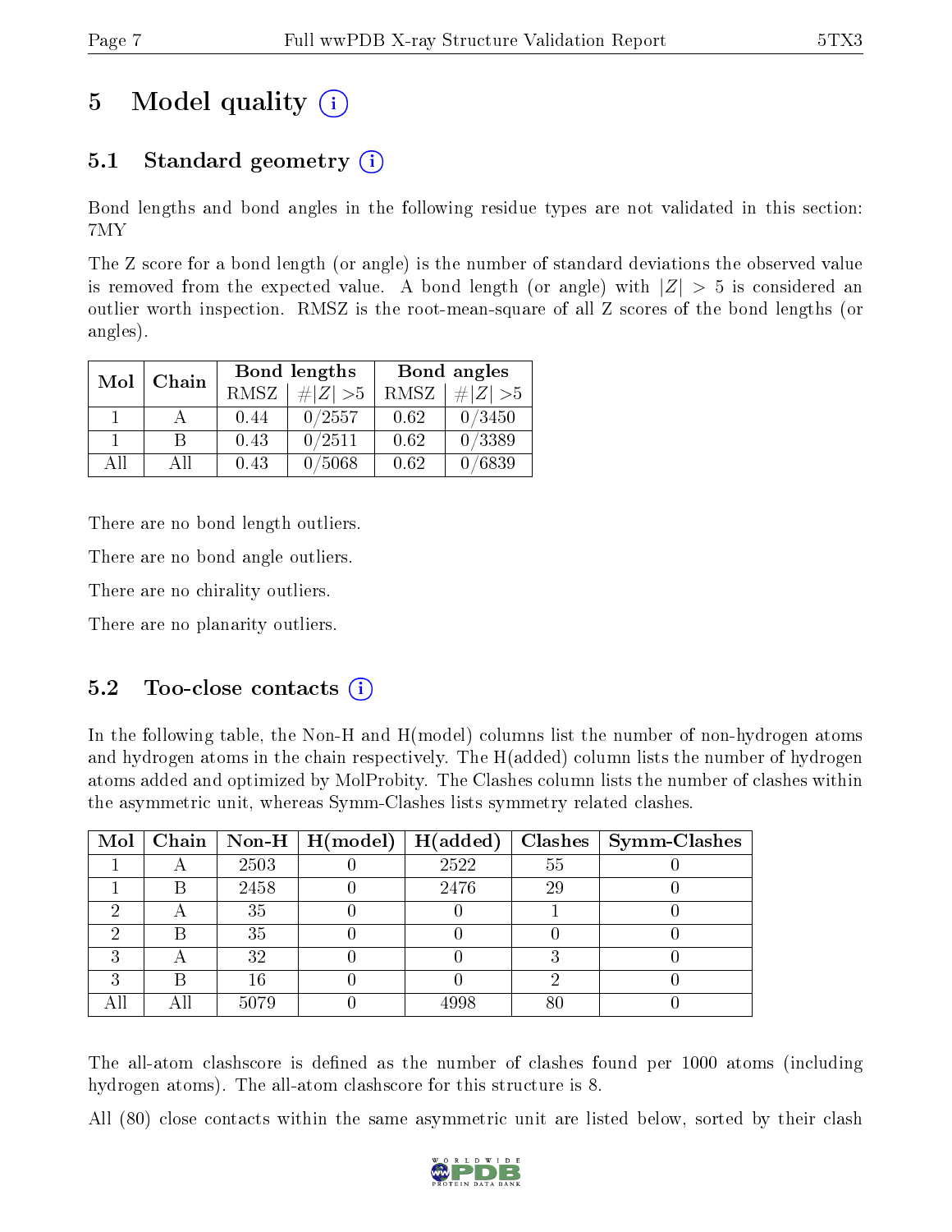# 5 Model quality

## 5.1 Standard geometry

Bond lengths and bond angles in the following residue types are not validated in this section: 7MY

The Z score for a bond length (or angle) is the number of standard deviations the observed value is removed from the expected value. A bond length (or angle) with $|Z| > 5$ is considered an outlier worth inspection. RMSZ is the root-mean-square of all Z scores of the bond lengths (or angles).

| Mol | Chain | Bond lengths | | Bond angles | |
|---|---|---|---|---|---|
| | | RMSZ | #\|Z\| >5 | RMSZ | #\|Z\| >5 |
| 1 | A | 0.44 | 0/2557 | 0.62 | 0/3450 |
| 1 | B | 0.43 | 0/2511 | 0.62 | 0/3389 |
| All | All | 0.43 | 0/5068 | 0.62 | 0/6839 |

There are no bond length outliers.

There are no bond angle outliers.

There are no chirality outliers.

There are no planarity outliers.

## 5.2 Too-close contacts

In the following table, the Non-H and H(model) columns list the number of non-hydrogen atoms and hydrogen atoms in the chain respectively. The H(added) column lists the number of hydrogen atoms added and optimized by MolProbity. The Clashes column lists the number of clashes within the asymmetric unit, whereas Symm-Clashes lists symmetry related clashes.

| Mol | Chain | Non-H | H(model) | H(added) | Clashes | Symm-Clashes |
|---|---|---|---|---|---|---|
| 1 | A | 2503 | 0 | 2522 | 55 | 0 |
| 1 | B | 2458 | 0 | 2476 | 29 | 0 |
| 2 | A | 35 | 0 | 0 | 1 | 0 |
| 2 | B | 35 | 0 | 0 | 0 | 0 |
| 3 | A | 32 | 0 | 0 | 3 | 0 |
| 3 | B | 16 | 0 | 0 | 2 | 0 |
| All | All | 5079 | 0 | 4998 | 80 | 0 |

The all-atom clashscore is defined as the number of clashes found per 1000 atoms (including hydrogen atoms). The all-atom clashscore for this structure is 8.

All (80) close contacts within the same asymmetric unit are listed below, sorted by their clash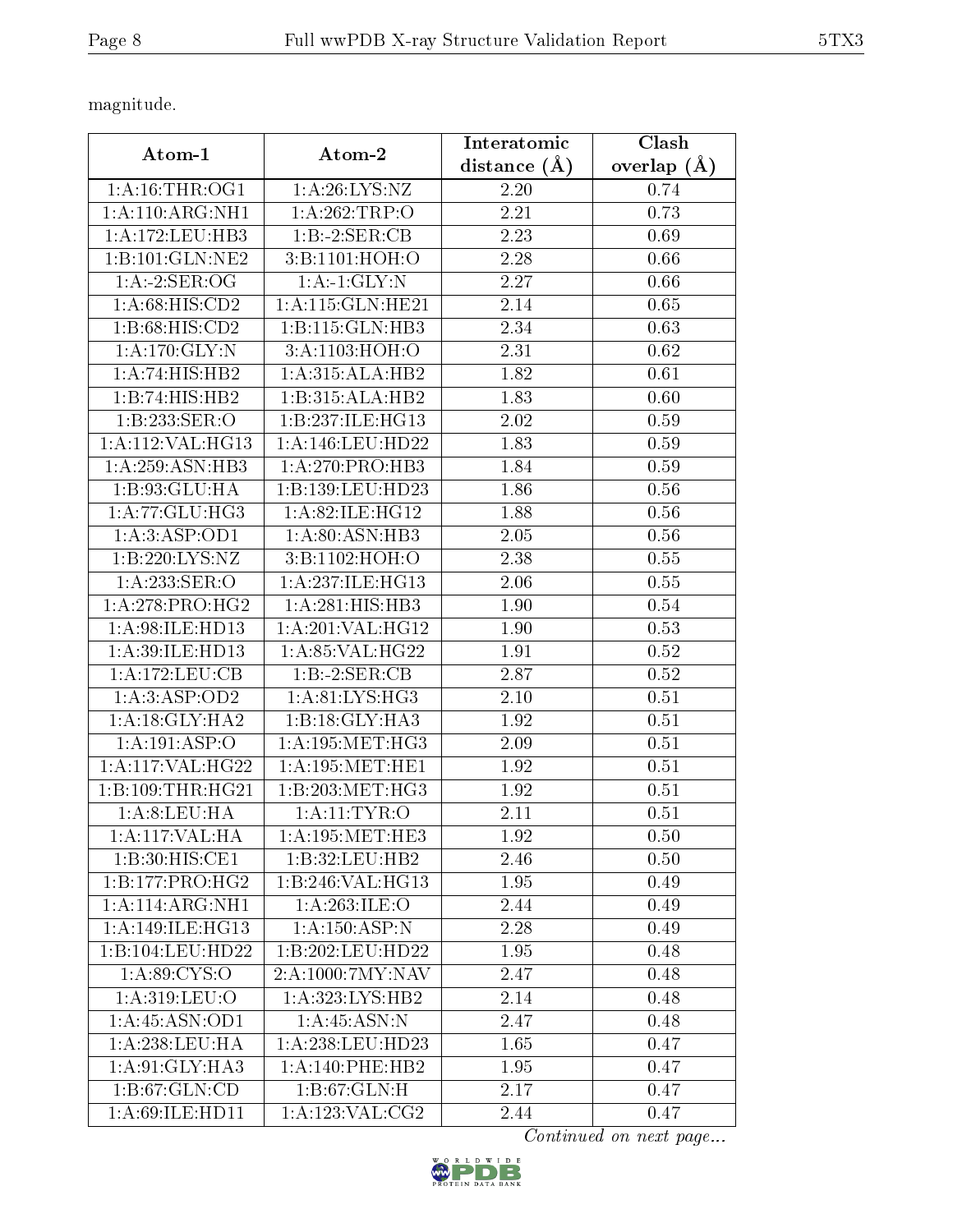magnitude.

| Atom-1 | Atom-2 | Interatomic distance (Å) | Clash overlap (Å) |
|---|---|---|---|
| 1:A:16:THR:OG1 | 1:A:26:LYS:NZ | 2.20 | 0.74 |
| 1:A:110:ARG:NH1 | 1:A:262:TRP:O | 2.21 | 0.73 |
| 1:A:172:LEU:HB3 | 1:B:-2:SER:CB | 2.23 | 0.69 |
| 1:B:101:GLN:NE2 | 3:B:1101:HOH:O | 2.28 | 0.66 |
| 1:A:-2:SER:OG | 1:A:-1:GLY:N | 2.27 | 0.66 |
| 1:A:68:HIS:CD2 | 1:A:115:GLN:HE21 | 2.14 | 0.65 |
| 1:B:68:HIS:CD2 | 1:B:115:GLN:HB3 | 2.34 | 0.63 |
| 1:A:170:GLY:N | 3:A:1103:HOH:O | 2.31 | 0.62 |
| 1:A:74:HIS:HB2 | 1:A:315:ALA:HB2 | 1.82 | 0.61 |
| 1:B:74:HIS:HB2 | 1:B:315:ALA:HB2 | 1.83 | 0.60 |
| 1:B:233:SER:O | 1:B:237:ILE:HG13 | 2.02 | 0.59 |
| 1:A:112:VAL:HG13 | 1:A:146:LEU:HD22 | 1.83 | 0.59 |
| 1:A:259:ASN:HB3 | 1:A:270:PRO:HB3 | 1.84 | 0.59 |
| 1:B:93:GLU:HA | 1:B:139:LEU:HD23 | 1.86 | 0.56 |
| 1:A:77:GLU:HG3 | 1:A:82:ILE:HG12 | 1.88 | 0.56 |
| 1:A:3:ASP:OD1 | 1:A:80:ASN:HB3 | 2.05 | 0.56 |
| 1:B:220:LYS:NZ | 3:B:1102:HOH:O | 2.38 | 0.55 |
| 1:A:233:SER:O | 1:A:237:ILE:HG13 | 2.06 | 0.55 |
| 1:A:278:PRO:HG2 | 1:A:281:HIS:HB3 | 1.90 | 0.54 |
| 1:A:98:ILE:HD13 | 1:A:201:VAL:HG12 | 1.90 | 0.53 |
| 1:A:39:ILE:HD13 | 1:A:85:VAL:HG22 | 1.91 | 0.52 |
| 1:A:172:LEU:CB | 1:B:-2:SER:CB | 2.87 | 0.52 |
| 1:A:3:ASP:OD2 | 1:A:81:LYS:HG3 | 2.10 | 0.51 |
| 1:A:18:GLY:HA2 | 1:B:18:GLY:HA3 | 1.92 | 0.51 |
| 1:A:191:ASP:O | 1:A:195:MET:HG3 | 2.09 | 0.51 |
| 1:A:117:VAL:HG22 | 1:A:195:MET:HE1 | 1.92 | 0.51 |
| 1:B:109:THR:HG21 | 1:B:203:MET:HG3 | 1.92 | 0.51 |
| 1:A:8:LEU:HA | 1:A:11:TYR:O | 2.11 | 0.51 |
| 1:A:117:VAL:HA | 1:A:195:MET:HE3 | 1.92 | 0.50 |
| 1:B:30:HIS:CE1 | 1:B:32:LEU:HB2 | 2.46 | 0.50 |
| 1:B:177:PRO:HG2 | 1:B:246:VAL:HG13 | 1.95 | 0.49 |
| 1:A:114:ARG:NH1 | 1:A:263:ILE:O | 2.44 | 0.49 |
| 1:A:149:ILE:HG13 | 1:A:150:ASP:N | 2.28 | 0.49 |
| 1:B:104:LEU:HD22 | 1:B:202:LEU:HD22 | 1.95 | 0.48 |
| 1:A:89:CYS:O | 2:A:1000:7MY:NAV | 2.47 | 0.48 |
| 1:A:319:LEU:O | 1:A:323:LYS:HB2 | 2.14 | 0.48 |
| 1:A:45:ASN:OD1 | 1:A:45:ASN:N | 2.47 | 0.48 |
| 1:A:238:LEU:HA | 1:A:238:LEU:HD23 | 1.65 | 0.47 |
| 1:A:91:GLY:HA3 | 1:A:140:PHE:HB2 | 1.95 | 0.47 |
| 1:B:67:GLN:CD | 1:B:67:GLN:H | 2.17 | 0.47 |
| 1:A:69:ILE:HD11 | 1:A:123:VAL:CG2 | 2.44 | 0.47 |

*Continued on next page...*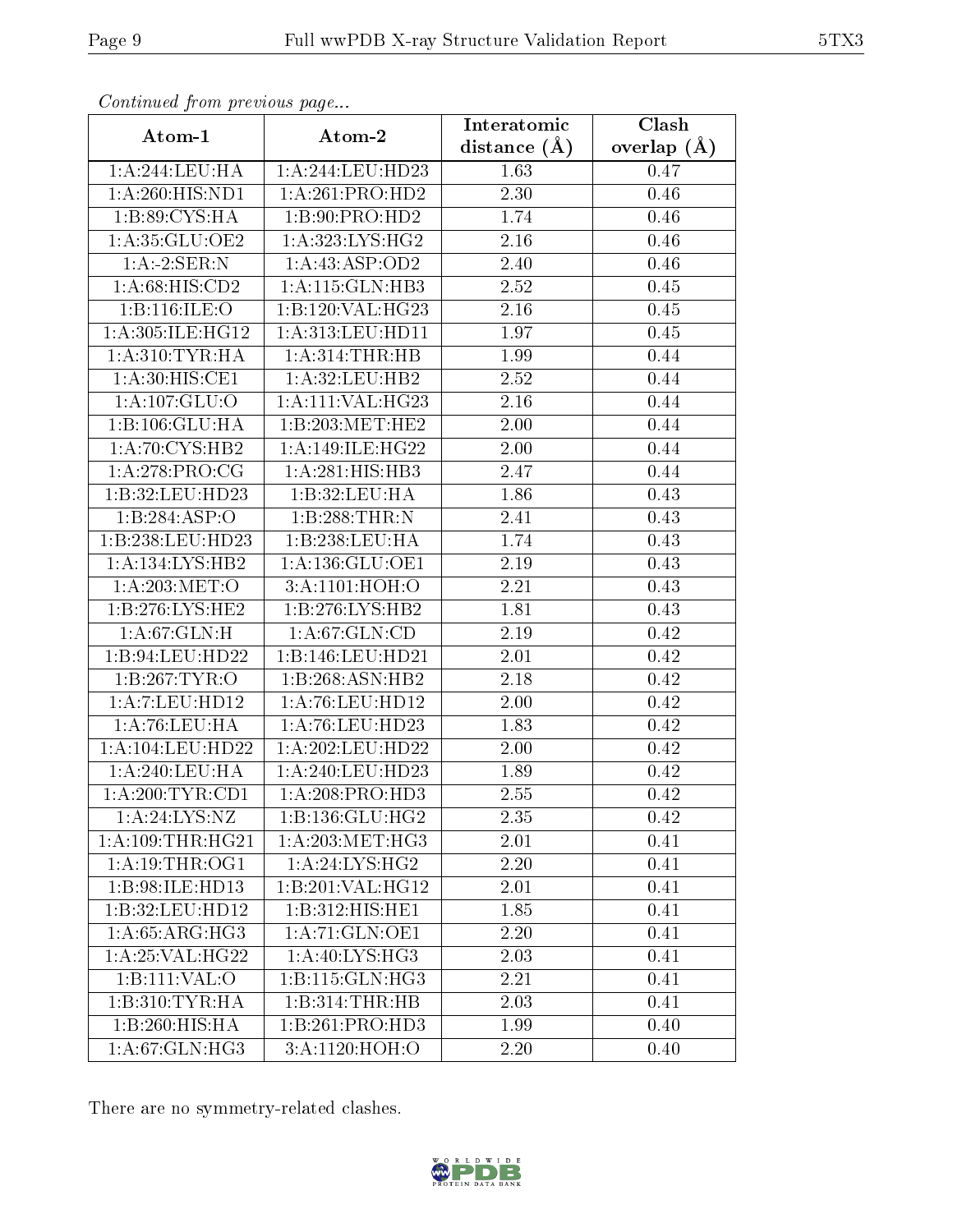*Continued from previous page...*

| Atom-1 | Atom-2 | Interatomic distance (Å) | Clash overlap (Å) |
|---|---|---|---|
| 1:A:244:LEU:HA | 1:A:244:LEU:HD23 | 1.63 | 0.47 |
| 1:A:260:HIS:ND1 | 1:A:261:PRO:HD2 | 2.30 | 0.46 |
| 1:B:89:CYS:HA | 1:B:90:PRO:HD2 | 1.74 | 0.46 |
| 1:A:35:GLU:OE2 | 1:A:323:LYS:HG2 | 2.16 | 0.46 |
| 1:A:-2:SER:N | 1:A:43:ASP:OD2 | 2.40 | 0.46 |
| 1:A:68:HIS:CD2 | 1:A:115:GLN:HB3 | 2.52 | 0.45 |
| 1:B:116:ILE:O | 1:B:120:VAL:HG23 | 2.16 | 0.45 |
| 1:A:305:ILE:HG12 | 1:A:313:LEU:HD11 | 1.97 | 0.45 |
| 1:A:310:TYR:HA | 1:A:314:THR:HB | 1.99 | 0.44 |
| 1:A:30:HIS:CE1 | 1:A:32:LEU:HB2 | 2.52 | 0.44 |
| 1:A:107:GLU:O | 1:A:111:VAL:HG23 | 2.16 | 0.44 |
| 1:B:106:GLU:HA | 1:B:203:MET:HE2 | 2.00 | 0.44 |
| 1:A:70:CYS:HB2 | 1:A:149:ILE:HG22 | 2.00 | 0.44 |
| 1:A:278:PRO:CG | 1:A:281:HIS:HB3 | 2.47 | 0.44 |
| 1:B:32:LEU:HD23 | 1:B:32:LEU:HA | 1.86 | 0.43 |
| 1:B:284:ASP:O | 1:B:288:THR:N | 2.41 | 0.43 |
| 1:B:238:LEU:HD23 | 1:B:238:LEU:HA | 1.74 | 0.43 |
| 1:A:134:LYS:HB2 | 1:A:136:GLU:OE1 | 2.19 | 0.43 |
| 1:A:203:MET:O | 3:A:1101:HOH:O | 2.21 | 0.43 |
| 1:B:276:LYS:HE2 | 1:B:276:LYS:HB2 | 1.81 | 0.43 |
| 1:A:67:GLN:H | 1:A:67:GLN:CD | 2.19 | 0.42 |
| 1:B:94:LEU:HD22 | 1:B:146:LEU:HD21 | 2.01 | 0.42 |
| 1:B:267:TYR:O | 1:B:268:ASN:HB2 | 2.18 | 0.42 |
| 1:A:7:LEU:HD12 | 1:A:76:LEU:HD12 | 2.00 | 0.42 |
| 1:A:76:LEU:HA | 1:A:76:LEU:HD23 | 1.83 | 0.42 |
| 1:A:104:LEU:HD22 | 1:A:202:LEU:HD22 | 2.00 | 0.42 |
| 1:A:240:LEU:HA | 1:A:240:LEU:HD23 | 1.89 | 0.42 |
| 1:A:200:TYR:CD1 | 1:A:208:PRO:HD3 | 2.55 | 0.42 |
| 1:A:24:LYS:NZ | 1:B:136:GLU:HG2 | 2.35 | 0.42 |
| 1:A:109:THR:HG21 | 1:A:203:MET:HG3 | 2.01 | 0.41 |
| 1:A:19:THR:OG1 | 1:A:24:LYS:HG2 | 2.20 | 0.41 |
| 1:B:98:ILE:HD13 | 1:B:201:VAL:HG12 | 2.01 | 0.41 |
| 1:B:32:LEU:HD12 | 1:B:312:HIS:HE1 | 1.85 | 0.41 |
| 1:A:65:ARG:HG3 | 1:A:71:GLN:OE1 | 2.20 | 0.41 |
| 1:A:25:VAL:HG22 | 1:A:40:LYS:HG3 | 2.03 | 0.41 |
| 1:B:111:VAL:O | 1:B:115:GLN:HG3 | 2.21 | 0.41 |
| 1:B:310:TYR:HA | 1:B:314:THR:HB | 2.03 | 0.41 |
| 1:B:260:HIS:HA | 1:B:261:PRO:HD3 | 1.99 | 0.40 |
| 1:A:67:GLN:HG3 | 3:A:1120:HOH:O | 2.20 | 0.40 |

There are no symmetry-related clashes.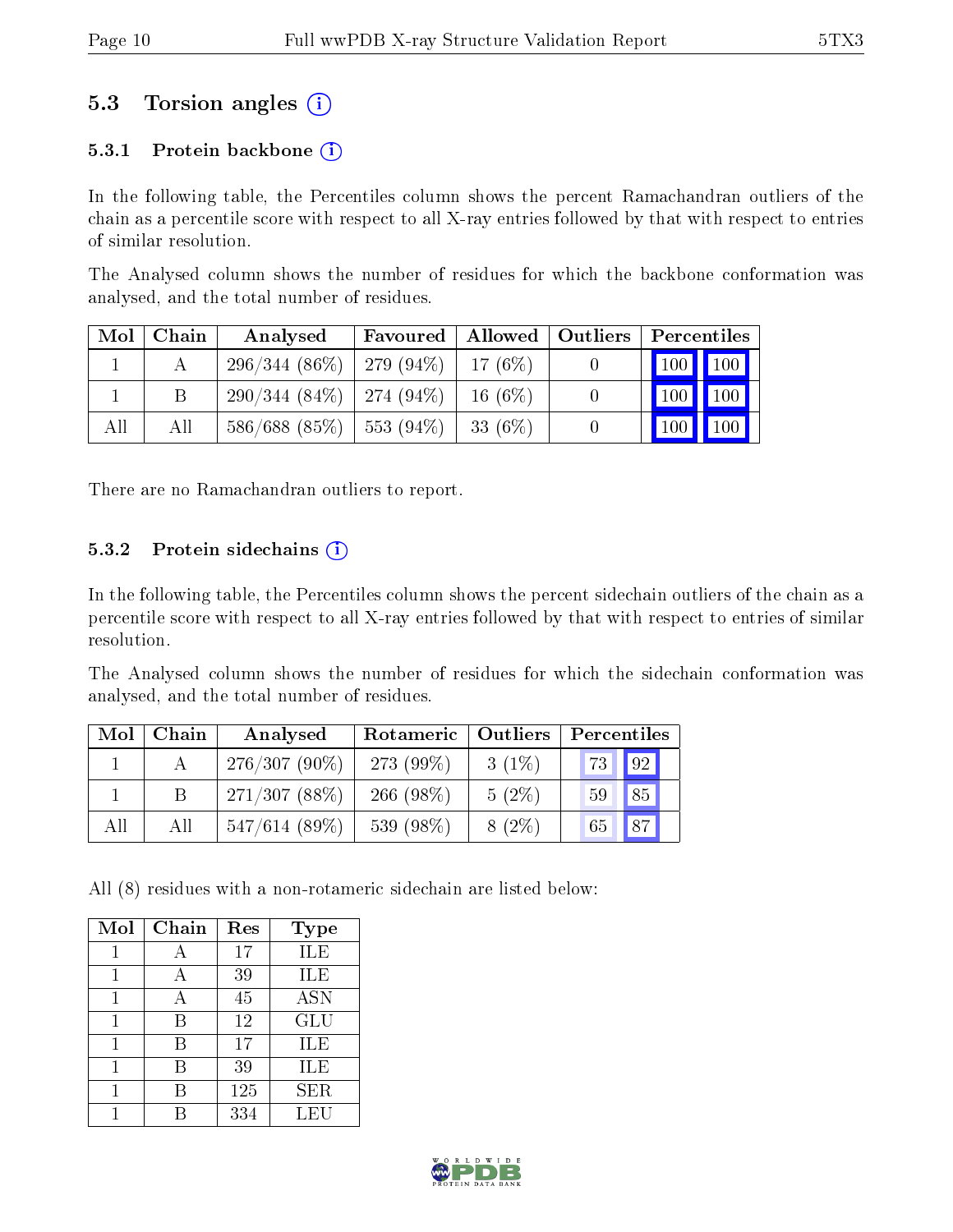## 5.3 Torsion angles (i)

### 5.3.1 Protein backbone (i)

In the following table, the Percentiles column shows the percent Ramachandran outliers of the chain as a percentile score with respect to all X-ray entries followed by that with respect to entries of similar resolution.

The Analysed column shows the number of residues for which the backbone conformation was analysed, and the total number of residues.

| Mol | Chain | Analysed | Favoured | Allowed | Outliers | Percentiles | |
|---|---|---|---|---|---|---|---|
| 1 | A | 296/344 (86%) | 279 (94%) | 17 (6%) | 0 | 100 | 100 |
| 1 | B | 290/344 (84%) | 274 (94%) | 16 (6%) | 0 | 100 | 100 |
| All | All | 586/688 (85%) | 553 (94%) | 33 (6%) | 0 | 100 | 100 |

There are no Ramachandran outliers to report.

### 5.3.2 Protein sidechains (i)

In the following table, the Percentiles column shows the percent sidechain outliers of the chain as a percentile score with respect to all X-ray entries followed by that with respect to entries of similar resolution.

The Analysed column shows the number of residues for which the sidechain conformation was analysed, and the total number of residues.

| Mol | Chain | Analysed | Rotameric | Outliers | Percentiles | |
|---|---|---|---|---|---|---|
| 1 | A | 276/307 (90%) | 273 (99%) | 3 (1%) | 73 | 92 |
| 1 | B | 271/307 (88%) | 266 (98%) | 5 (2%) | 59 | 85 |
| All | All | 547/614 (89%) | 539 (98%) | 8 (2%) | 65 | 87 |

All (8) residues with a non-rotameric sidechain are listed below:

| Mol | Chain | Res | Type |
|---|---|---|---|
| 1 | A | 17 | ILE |
| 1 | A | 39 | ILE |
| 1 | A | 45 | ASN |
| 1 | B | 12 | GLU |
| 1 | B | 17 | ILE |
| 1 | B | 39 | ILE |
| 1 | B | 125 | SER |
| 1 | B | 334 | LEU |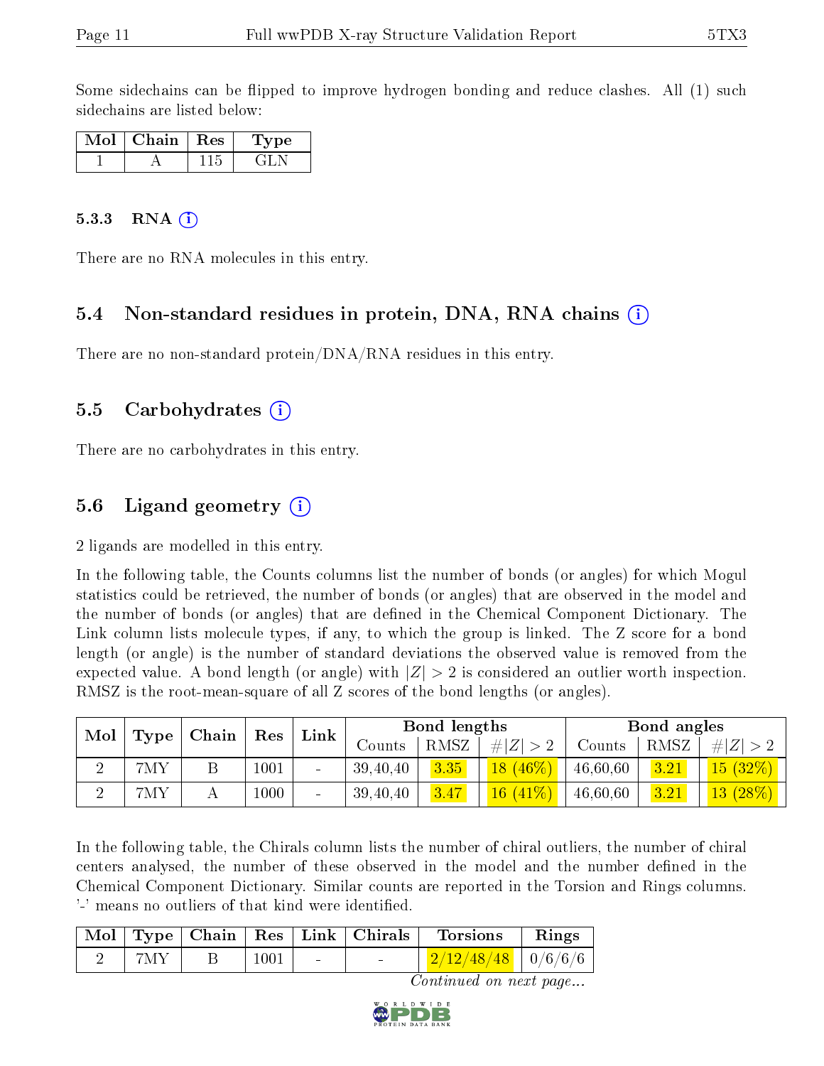Some sidechains can be flipped to improve hydrogen bonding and reduce clashes. All (1) such sidechains are listed below:

| Mol | Chain | Res | Type |
|---|---|---|---|
| 1 | A | 115 | GLN |

### 5.3.3 RNA (i)

There are no RNA molecules in this entry.

## 5.4 Non-standard residues in protein, DNA, RNA chains (i)

There are no non-standard protein/DNA/RNA residues in this entry.

## 5.5 Carbohydrates (i)

There are no carbohydrates in this entry.

## 5.6 Ligand geometry (i)

2 ligands are modelled in this entry.

In the following table, the Counts columns list the number of bonds (or angles) for which Mogul statistics could be retrieved, the number of bonds (or angles) that are observed in the model and the number of bonds (or angles) that are defined in the Chemical Component Dictionary. The Link column lists molecule types, if any, to which the group is linked. The Z score for a bond length (or angle) is the number of standard deviations the observed value is removed from the expected value. A bond length (or angle) with $|Z| > 2$ is considered an outlier worth inspection. RMSZ is the root-mean-square of all Z scores of the bond lengths (or angles).

| Mol | Type | Chain | Res | Link | Bond lengths | | | Bond angles | | |
|---|---|---|---|---|---|---|---|---|---|---|
| | | | | | Counts | RMSZ | $\#\|Z\| > 2$ | Counts | RMSZ | $\#\|Z\| > 2$ |
| 2 | 7MY | B | 1001 | - | 39,40,40 | 3.35 | 18 (46%) | 46,60,60 | 3.21 | 15 (32%) |
| 2 | 7MY | A | 1000 | - | 39,40,40 | 3.47 | 16 (41%) | 46,60,60 | 3.21 | 13 (28%) |

In the following table, the Chirals column lists the number of chiral outliers, the number of chiral centers analysed, the number of these observed in the model and the number defined in the Chemical Component Dictionary. Similar counts are reported in the Torsion and Rings columns. '-' means no outliers of that kind were identified.

| Mol | Type | Chain | Res | Link | Chirals | Torsions | Rings |
|---|---|---|---|---|---|---|---|
| 2 | 7MY | B | 1001 | - | - | 2/12/48/48 | 0/6/6/6 |

*Continued on next page...*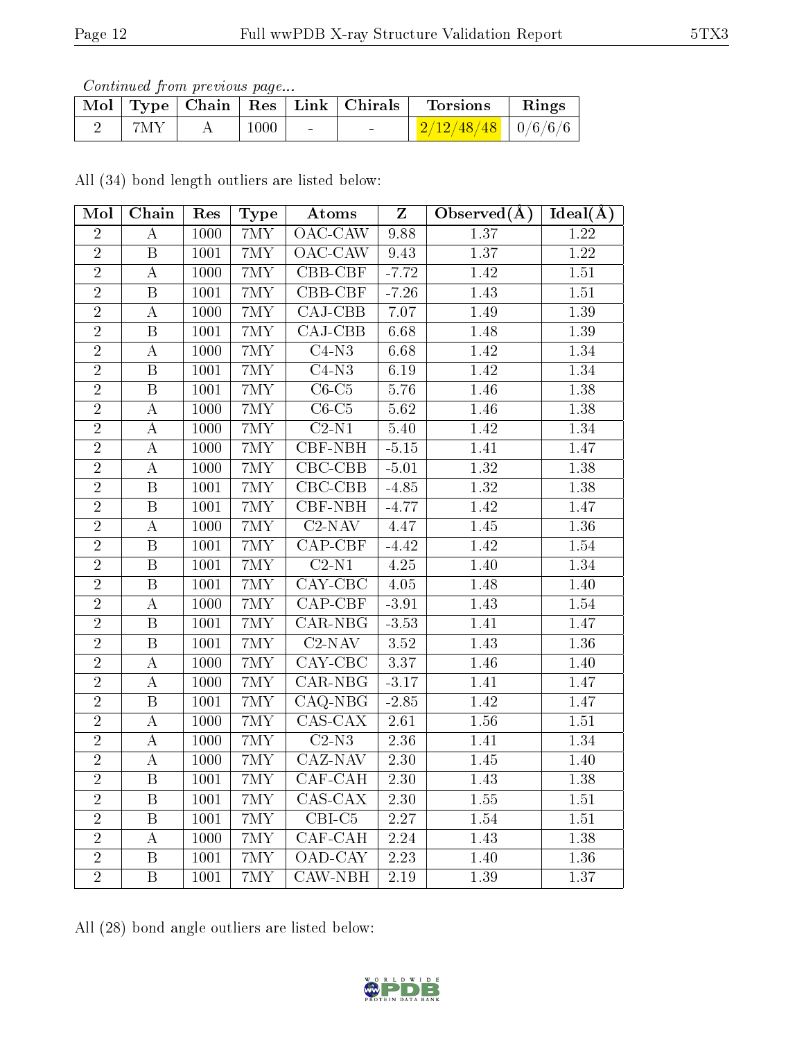*Continued from previous page...*

| Mol | Type | Chain | Res | Link | Chirals | Torsions | Rings |
|---|---|---|---|---|---|---|---|
| 2 | 7MY | A | 1000 | - | - | 2/12/48/48 | 0/6/6/6 |

All (34) bond length outliers are listed below:

| Mol | Chain | Res | Type | Atoms | Z | Observed(Å) | Ideal(Å) |
|---|---|---|---|---|---|---|---|
| 2 | A | 1000 | 7MY | OAC-CAW | 9.88 | 1.37 | 1.22 |
| 2 | B | 1001 | 7MY | OAC-CAW | 9.43 | 1.37 | 1.22 |
| 2 | A | 1000 | 7MY | CBB-CBF | -7.72 | 1.42 | 1.51 |
| 2 | B | 1001 | 7MY | CBB-CBF | -7.26 | 1.43 | 1.51 |
| 2 | A | 1000 | 7MY | CAJ-CBB | 7.07 | 1.49 | 1.39 |
| 2 | B | 1001 | 7MY | CAJ-CBB | 6.68 | 1.48 | 1.39 |
| 2 | A | 1000 | 7MY | C4-N3 | 6.68 | 1.42 | 1.34 |
| 2 | B | 1001 | 7MY | C4-N3 | 6.19 | 1.42 | 1.34 |
| 2 | B | 1001 | 7MY | C6-C5 | 5.76 | 1.46 | 1.38 |
| 2 | A | 1000 | 7MY | C6-C5 | 5.62 | 1.46 | 1.38 |
| 2 | A | 1000 | 7MY | C2-N1 | 5.40 | 1.42 | 1.34 |
| 2 | A | 1000 | 7MY | CBF-NBH | -5.15 | 1.41 | 1.47 |
| 2 | A | 1000 | 7MY | CBC-CBB | -5.01 | 1.32 | 1.38 |
| 2 | B | 1001 | 7MY | CBC-CBB | -4.85 | 1.32 | 1.38 |
| 2 | B | 1001 | 7MY | CBF-NBH | -4.77 | 1.42 | 1.47 |
| 2 | A | 1000 | 7MY | C2-NAV | 4.47 | 1.45 | 1.36 |
| 2 | B | 1001 | 7MY | CAP-CBF | -4.42 | 1.42 | 1.54 |
| 2 | B | 1001 | 7MY | C2-N1 | 4.25 | 1.40 | 1.34 |
| 2 | B | 1001 | 7MY | CAY-CBC | 4.05 | 1.48 | 1.40 |
| 2 | A | 1000 | 7MY | CAP-CBF | -3.91 | 1.43 | 1.54 |
| 2 | B | 1001 | 7MY | CAR-NBG | -3.53 | 1.41 | 1.47 |
| 2 | B | 1001 | 7MY | C2-NAV | 3.52 | 1.43 | 1.36 |
| 2 | A | 1000 | 7MY | CAY-CBC | 3.37 | 1.46 | 1.40 |
| 2 | A | 1000 | 7MY | CAR-NBG | -3.17 | 1.41 | 1.47 |
| 2 | B | 1001 | 7MY | CAQ-NBG | -2.85 | 1.42 | 1.47 |
| 2 | A | 1000 | 7MY | CAS-CAX | 2.61 | 1.56 | 1.51 |
| 2 | A | 1000 | 7MY | C2-N3 | 2.36 | 1.41 | 1.34 |
| 2 | A | 1000 | 7MY | CAZ-NAV | 2.30 | 1.45 | 1.40 |
| 2 | B | 1001 | 7MY | CAF-CAH | 2.30 | 1.43 | 1.38 |
| 2 | B | 1001 | 7MY | CAS-CAX | 2.30 | 1.55 | 1.51 |
| 2 | B | 1001 | 7MY | CBI-C5 | 2.27 | 1.54 | 1.51 |
| 2 | A | 1000 | 7MY | CAF-CAH | 2.24 | 1.43 | 1.38 |
| 2 | B | 1001 | 7MY | OAD-CAY | 2.23 | 1.40 | 1.36 |
| 2 | B | 1001 | 7MY | CAW-NBH | 2.19 | 1.39 | 1.37 |

All (28) bond angle outliers are listed below: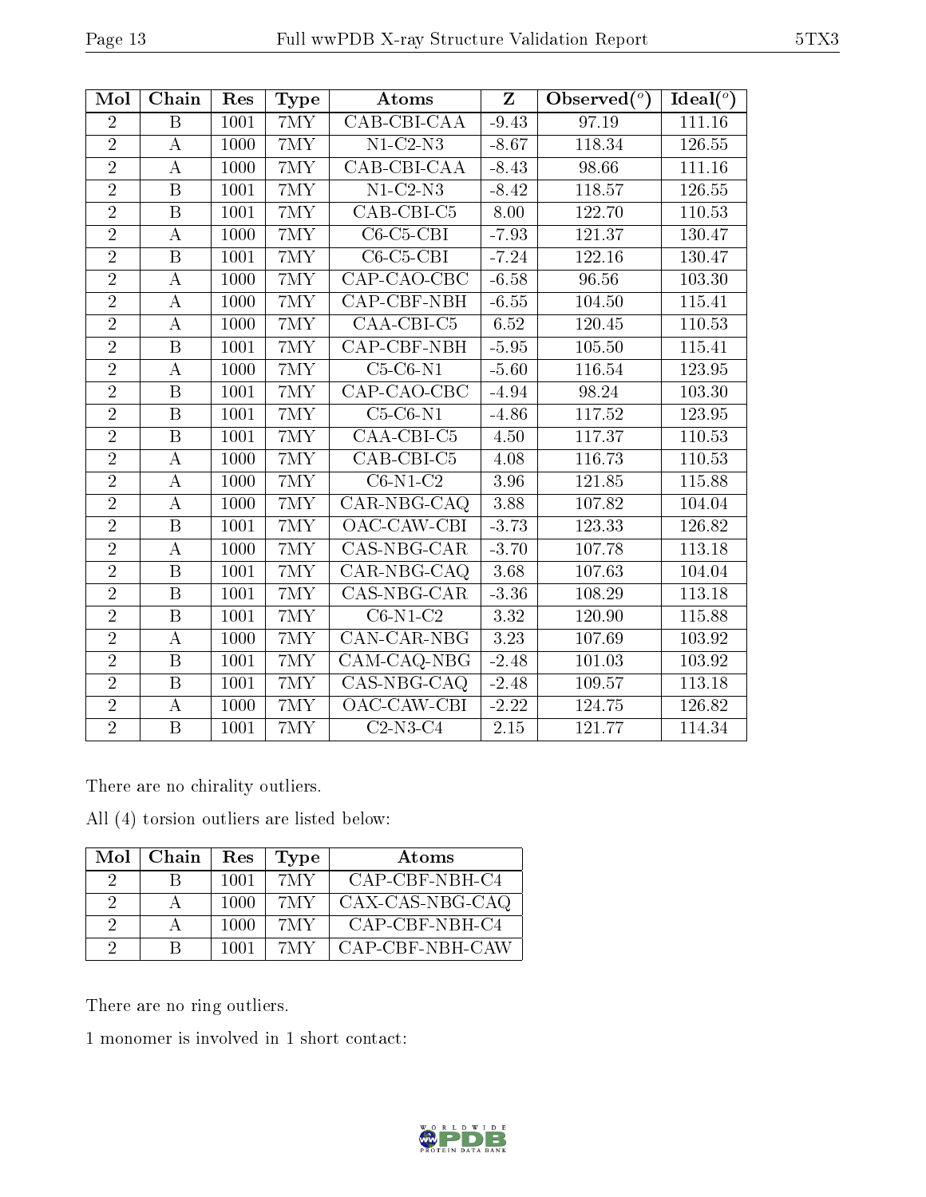| Mol | Chain | Res | Type | Atoms | Z | Observed(°) | Ideal(°) |
|---|---|---|---|---|---|---|---|
| 2 | B | 1001 | 7MY | CAB-CBI-CAA | -9.43 | 97.19 | 111.16 |
| 2 | A | 1000 | 7MY | N1-C2-N3 | -8.67 | 118.34 | 126.55 |
| 2 | A | 1000 | 7MY | CAB-CBI-CAA | -8.43 | 98.66 | 111.16 |
| 2 | B | 1001 | 7MY | N1-C2-N3 | -8.42 | 118.57 | 126.55 |
| 2 | B | 1001 | 7MY | CAB-CBI-C5 | 8.00 | 122.70 | 110.53 |
| 2 | A | 1000 | 7MY | C6-C5-CBI | -7.93 | 121.37 | 130.47 |
| 2 | B | 1001 | 7MY | C6-C5-CBI | -7.24 | 122.16 | 130.47 |
| 2 | A | 1000 | 7MY | CAP-CAO-CBC | -6.58 | 96.56 | 103.30 |
| 2 | A | 1000 | 7MY | CAP-CBF-NBH | -6.55 | 104.50 | 115.41 |
| 2 | A | 1000 | 7MY | CAA-CBI-C5 | 6.52 | 120.45 | 110.53 |
| 2 | B | 1001 | 7MY | CAP-CBF-NBH | -5.95 | 105.50 | 115.41 |
| 2 | A | 1000 | 7MY | C5-C6-N1 | -5.60 | 116.54 | 123.95 |
| 2 | B | 1001 | 7MY | CAP-CAO-CBC | -4.94 | 98.24 | 103.30 |
| 2 | B | 1001 | 7MY | C5-C6-N1 | -4.86 | 117.52 | 123.95 |
| 2 | B | 1001 | 7MY | CAA-CBI-C5 | 4.50 | 117.37 | 110.53 |
| 2 | A | 1000 | 7MY | CAB-CBI-C5 | 4.08 | 116.73 | 110.53 |
| 2 | A | 1000 | 7MY | C6-N1-C2 | 3.96 | 121.85 | 115.88 |
| 2 | A | 1000 | 7MY | CAR-NBG-CAQ | 3.88 | 107.82 | 104.04 |
| 2 | B | 1001 | 7MY | OAC-CAW-CBI | -3.73 | 123.33 | 126.82 |
| 2 | A | 1000 | 7MY | CAS-NBG-CAR | -3.70 | 107.78 | 113.18 |
| 2 | B | 1001 | 7MY | CAR-NBG-CAQ | 3.68 | 107.63 | 104.04 |
| 2 | B | 1001 | 7MY | CAS-NBG-CAR | -3.36 | 108.29 | 113.18 |
| 2 | B | 1001 | 7MY | C6-N1-C2 | 3.32 | 120.90 | 115.88 |
| 2 | A | 1000 | 7MY | CAN-CAR-NBG | 3.23 | 107.69 | 103.92 |
| 2 | B | 1001 | 7MY | CAM-CAQ-NBG | -2.48 | 101.03 | 103.92 |
| 2 | B | 1001 | 7MY | CAS-NBG-CAQ | -2.48 | 109.57 | 113.18 |
| 2 | A | 1000 | 7MY | OAC-CAW-CBI | -2.22 | 124.75 | 126.82 |
| 2 | B | 1001 | 7MY | C2-N3-C4 | 2.15 | 121.77 | 114.34 |

There are no chirality outliers.

All (4) torsion outliers are listed below:

| Mol | Chain | Res | Type | Atoms |
|---|---|---|---|---|
| 2 | B | 1001 | 7MY | CAP-CBF-NBH-C4 |
| 2 | A | 1000 | 7MY | CAX-CAS-NBG-CAQ |
| 2 | A | 1000 | 7MY | CAP-CBF-NBH-C4 |
| 2 | B | 1001 | 7MY | CAP-CBF-NBH-CAW |

There are no ring outliers.

1 monomer is involved in 1 short contact: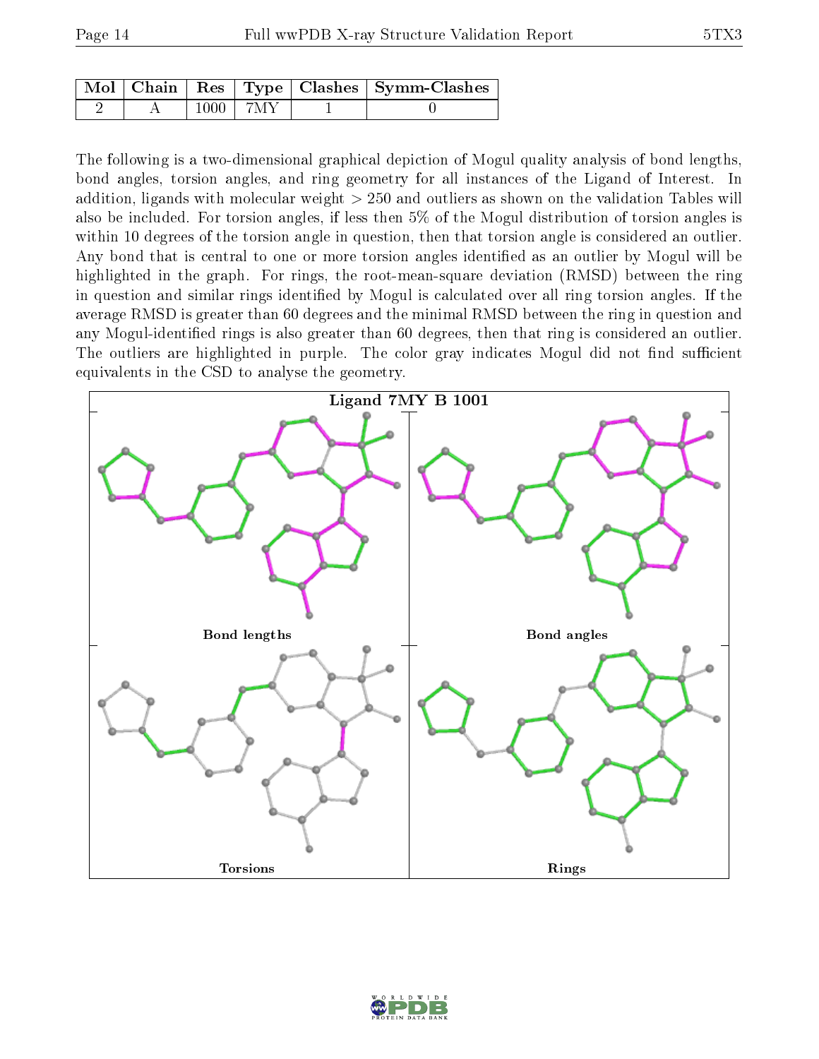| Mol | Chain | Res | Type | Clashes | Symm-Clashes |
|---|---|---|---|---|---|
| 2 | A | 1000 | 7MY | 1 | 0 |

The following is a two-dimensional graphical depiction of Mogul quality analysis of bond lengths, bond angles, torsion angles, and ring geometry for all instances of the Ligand of Interest. In addition, ligands with molecular weight > 250 and outliers as shown on the validation Tables will also be included. For torsion angles, if less then 5% of the Mogul distribution of torsion angles is within 10 degrees of the torsion angle in question, then that torsion angle is considered an outlier. Any bond that is central to one or more torsion angles identified as an outlier by Mogul will be highlighted in the graph. For rings, the root-mean-square deviation (RMSD) between the ring in question and similar rings identified by Mogul is calculated over all ring torsion angles. If the average RMSD is greater than 60 degrees and the minimal RMSD between the ring in question and any Mogul-identified rings is also greater than 60 degrees, then that ring is considered an outlier. The outliers are highlighted in purple. The color gray indicates Mogul did not find sufficient equivalents in the CSD to analyse the geometry.

**Ligand 7MY B 1001**

Bond lengths | Bond angles | Torsions | Rings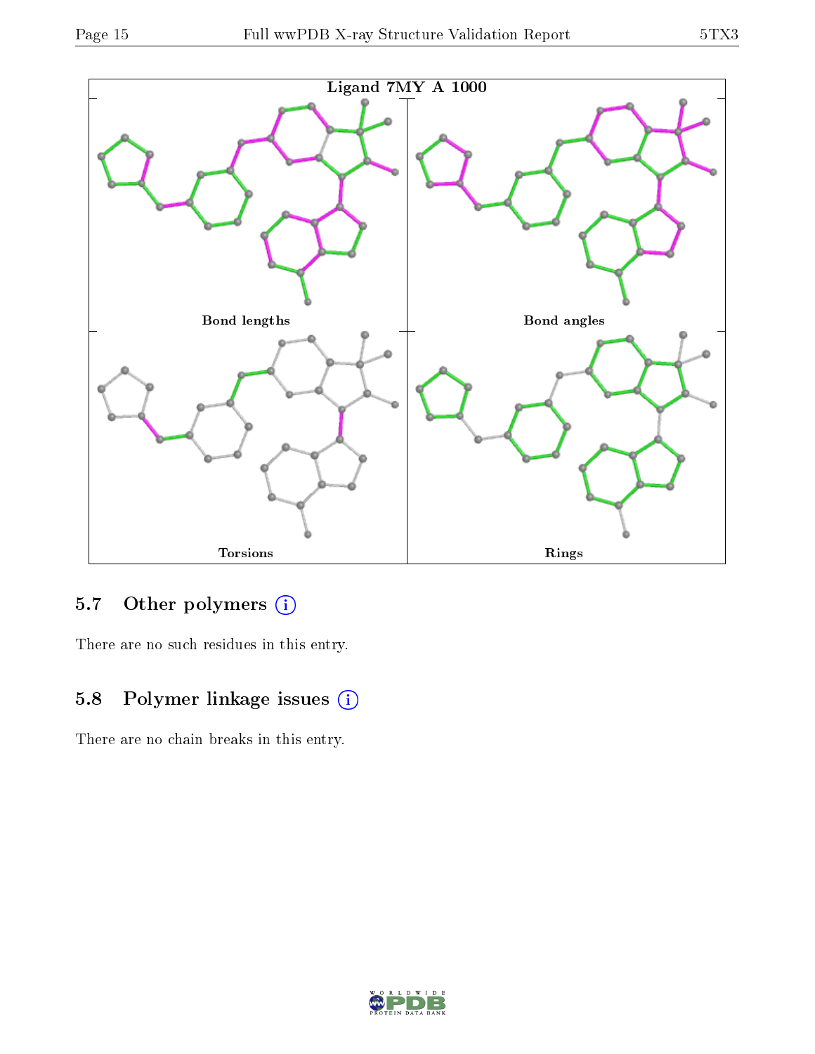Ligand 7MY A 1000

Bond lengths

Bond angles

Torsions

Rings

### 5.7 Other polymers

There are no such residues in this entry.

### 5.8 Polymer linkage issues

There are no chain breaks in this entry.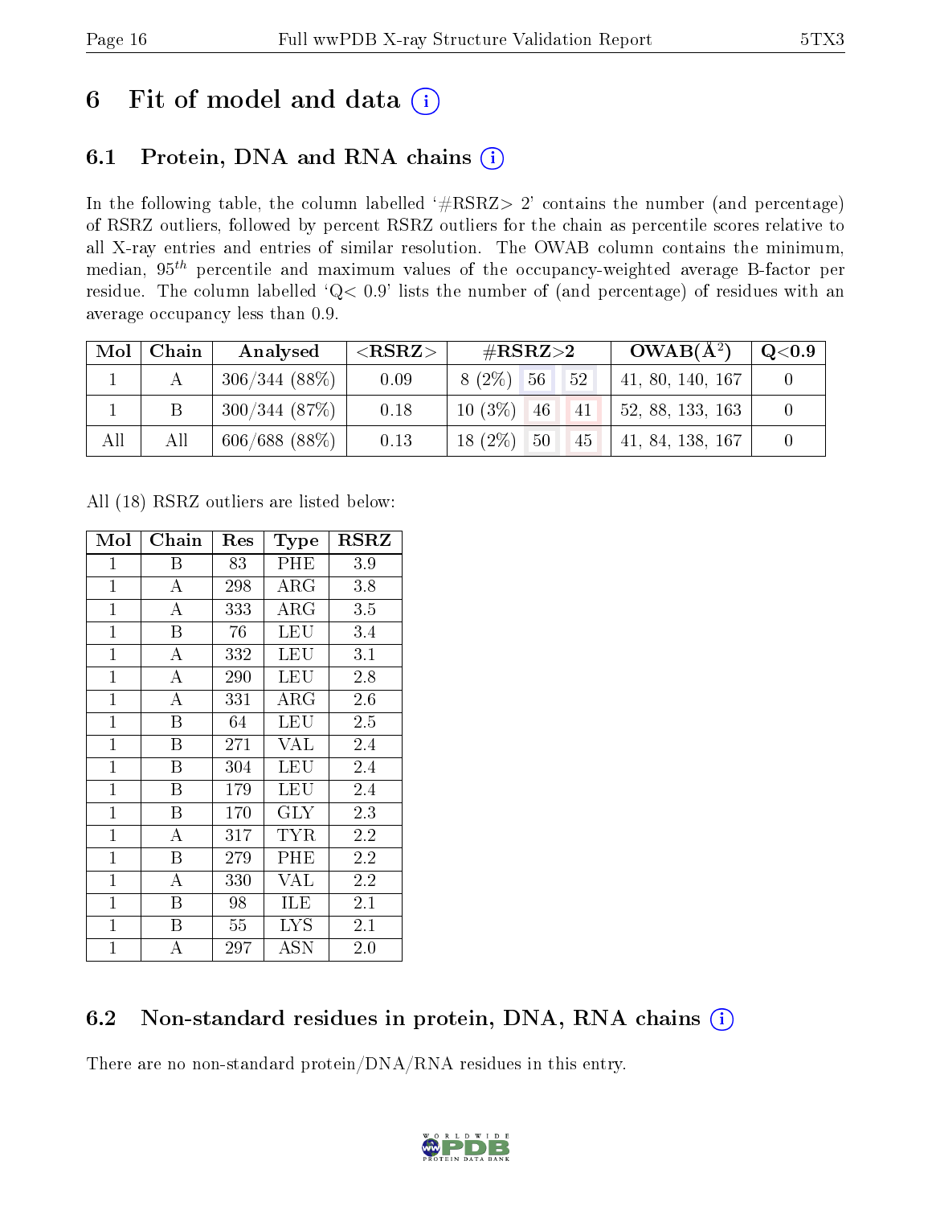# 6 Fit of model and data

## 6.1 Protein, DNA and RNA chains

In the following table, the column labelled '#RSRZ> 2' contains the number (and percentage) of RSRZ outliers, followed by percent RSRZ outliers for the chain as percentile scores relative to all X-ray entries and entries of similar resolution. The OWAB column contains the minimum, median, $95^{th}$ percentile and maximum values of the occupancy-weighted average B-factor per residue. The column labelled 'Q< 0.9' lists the number of (and percentage) of residues with an average occupancy less than 0.9.

| Mol | Chain | Analysed | <RSRZ> | #RSRZ>2 | | | OWAB(Å$^2$) | Q<0.9 |
|---|---|---|---|---|---|---|---|---|
| 1 | A | 306/344 (88%) | 0.09 | 8 (2%) | 56 | 52 | 41, 80, 140, 167 | 0 |
| 1 | B | 300/344 (87%) | 0.18 | 10 (3%) | 46 | 41 | 52, 88, 133, 163 | 0 |
| All | All | 606/688 (88%) | 0.13 | 18 (2%) | 50 | 45 | 41, 84, 138, 167 | 0 |

All (18) RSRZ outliers are listed below:

| Mol | Chain | Res | Type | RSRZ |
|---|---|---|---|---|
| 1 | B | 83 | PHE | 3.9 |
| 1 | A | 298 | ARG | 3.8 |
| 1 | A | 333 | ARG | 3.5 |
| 1 | B | 76 | LEU | 3.4 |
| 1 | A | 332 | LEU | 3.1 |
| 1 | A | 290 | LEU | 2.8 |
| 1 | A | 331 | ARG | 2.6 |
| 1 | B | 64 | LEU | 2.5 |
| 1 | B | 271 | VAL | 2.4 |
| 1 | B | 304 | LEU | 2.4 |
| 1 | B | 179 | LEU | 2.4 |
| 1 | B | 170 | GLY | 2.3 |
| 1 | A | 317 | TYR | 2.2 |
| 1 | B | 279 | PHE | 2.2 |
| 1 | A | 330 | VAL | 2.2 |
| 1 | B | 98 | ILE | 2.1 |
| 1 | B | 55 | LYS | 2.1 |
| 1 | A | 297 | ASN | 2.0 |

## 6.2 Non-standard residues in protein, DNA, RNA chains

There are no non-standard protein/DNA/RNA residues in this entry.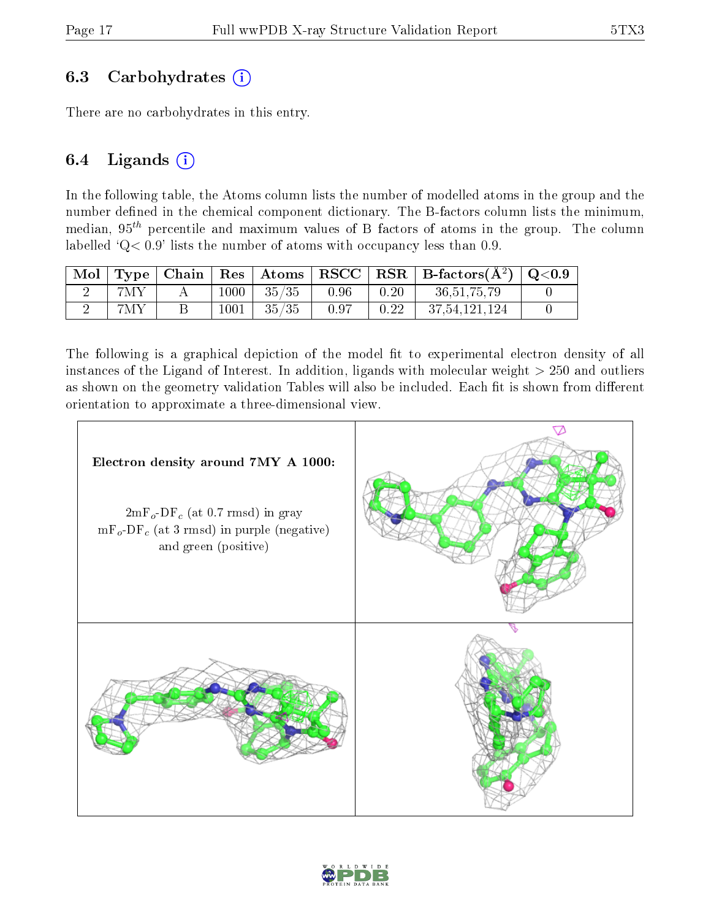### 6.3 Carbohydrates (i)

There are no carbohydrates in this entry.

### 6.4 Ligands (i)

In the following table, the Atoms column lists the number of modelled atoms in the group and the number defined in the chemical component dictionary. The B-factors column lists the minimum, median, $95^{th}$ percentile and maximum values of B factors of atoms in the group. The column labelled 'Q< 0.9' lists the number of atoms with occupancy less than 0.9.

| Mol | Type | Chain | Res | Atoms | RSCC | RSR | B-factors($Å^2$) | Q<0.9 |
|---|---|---|---|---|---|---|---|---|
| 2 | 7MY | A | 1000 | 35/35 | 0.96 | 0.20 | 36,51,75,79 | 0 |
| 2 | 7MY | B | 1001 | 35/35 | 0.97 | 0.22 | 37,54,121,124 | 0 |

The following is a graphical depiction of the model fit to experimental electron density of all instances of the Ligand of Interest. In addition, ligands with molecular weight > 250 and outliers as shown on the geometry validation Tables will also be included. Each fit is shown from different orientation to approximate a three-dimensional view.

**Electron density around 7MY A 1000:**

$2mF_o$-$DF_c$ (at 0.7 rmsd) in gray
$mF_o$-$DF_c$ (at 3 rmsd) in purple (negative) and green (positive)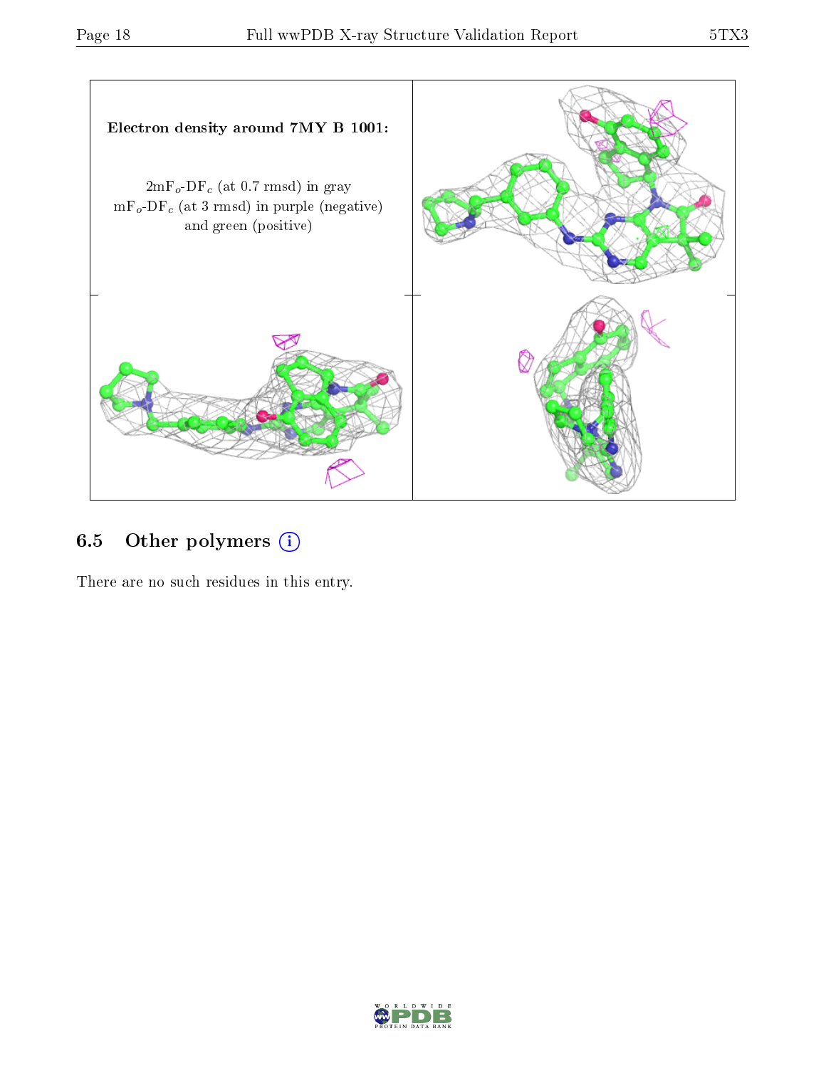**Electron density around 7MY B 1001:**

$2mF_o$-$DF_c$ (at 0.7 rmsd) in gray
$mF_o$-$DF_c$ (at 3 rmsd) in purple (negative)
and green (positive)

## 6.5 Other polymers

There are no such residues in this entry.